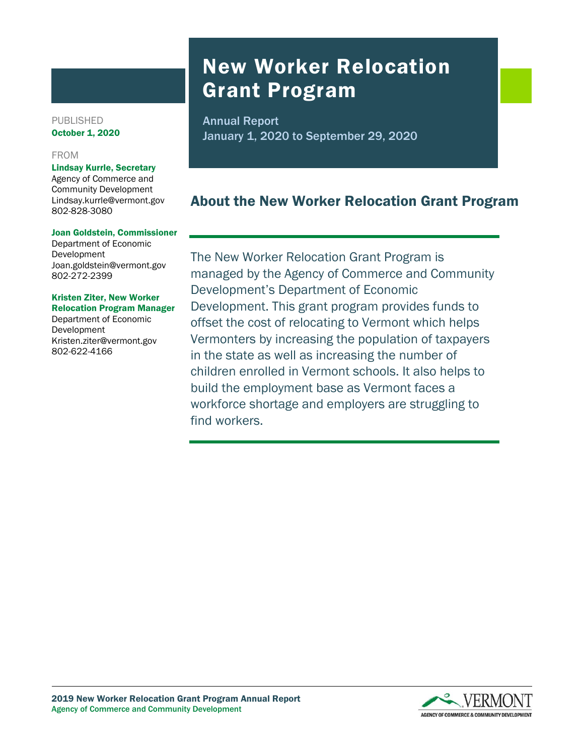# New Worker Relocation Grant Program

Annual Report
January 1, 2020 to September 29, 2020

PUBLISHED
**October 1, 2020**

FROM

**Lindsay Kurrle, Secretary**
Agency of Commerce and Community Development
Lindsay.kurrle@vermont.gov
802-828-3080

**Joan Goldstein, Commissioner**
Department of Economic Development
Joan.goldstein@vermont.gov
802-272-2399

**Kristen Ziter, New Worker Relocation Program Manager**
Department of Economic Development
Kristen.ziter@vermont.gov
802-622-4166

## About the New Worker Relocation Grant Program

The New Worker Relocation Grant Program is managed by the Agency of Commerce and Community Development's Department of Economic Development. This grant program provides funds to offset the cost of relocating to Vermont which helps Vermonters by increasing the population of taxpayers in the state as well as increasing the number of children enrolled in Vermont schools. It also helps to build the employment base as Vermont faces a workforce shortage and employers are struggling to find workers.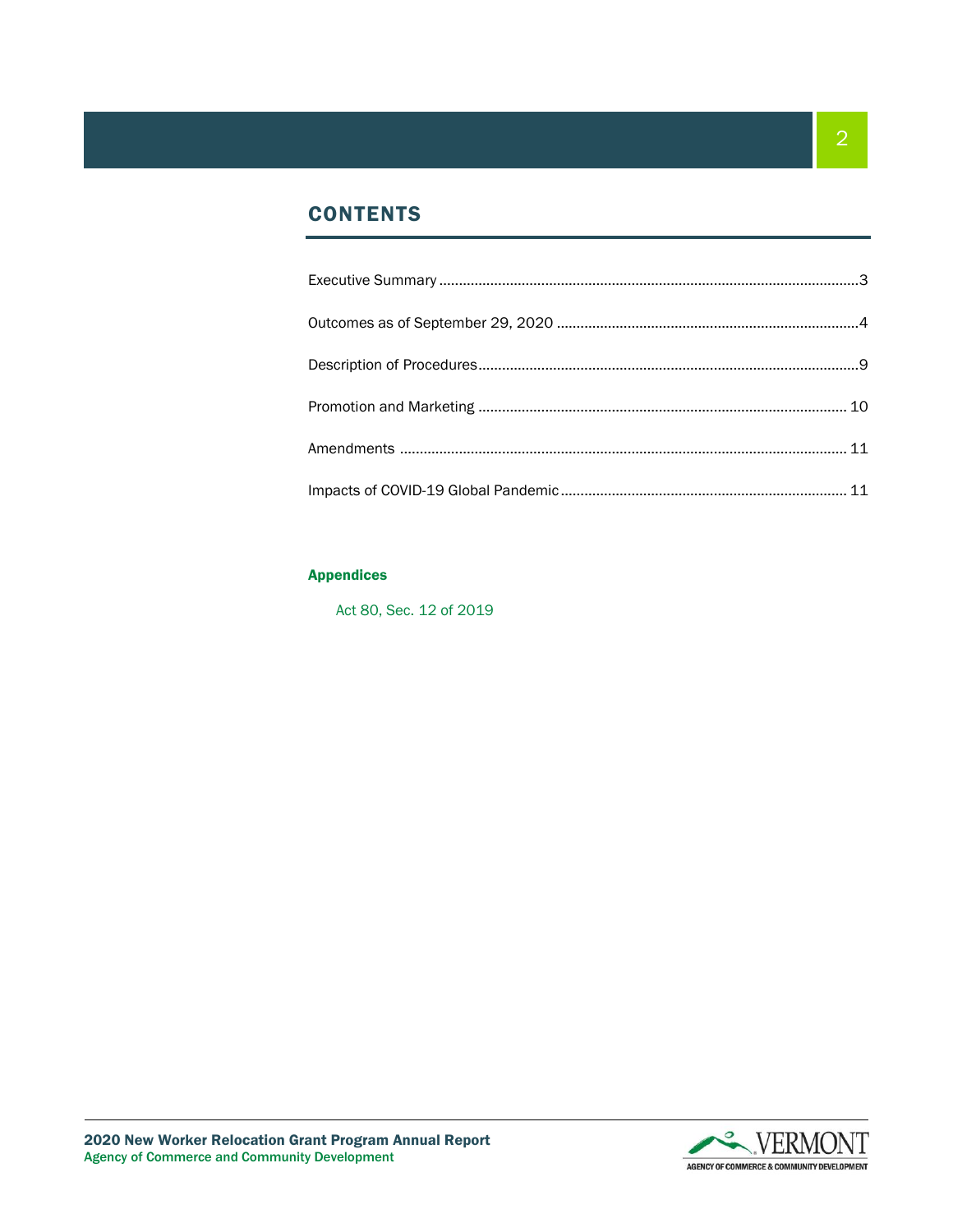## CONTENTS

Executive Summary ........................................................................................................3

Outcomes as of September 29, 2020 ...........................................................................4

Description of Procedures...............................................................................................9

Promotion and Marketing ............................................................................................ 10

Amendments ................................................................................................................ 11

Impacts of COVID-19 Global Pandemic........................................................................ 11

**Appendices**

Act 80, Sec. 12 of 2019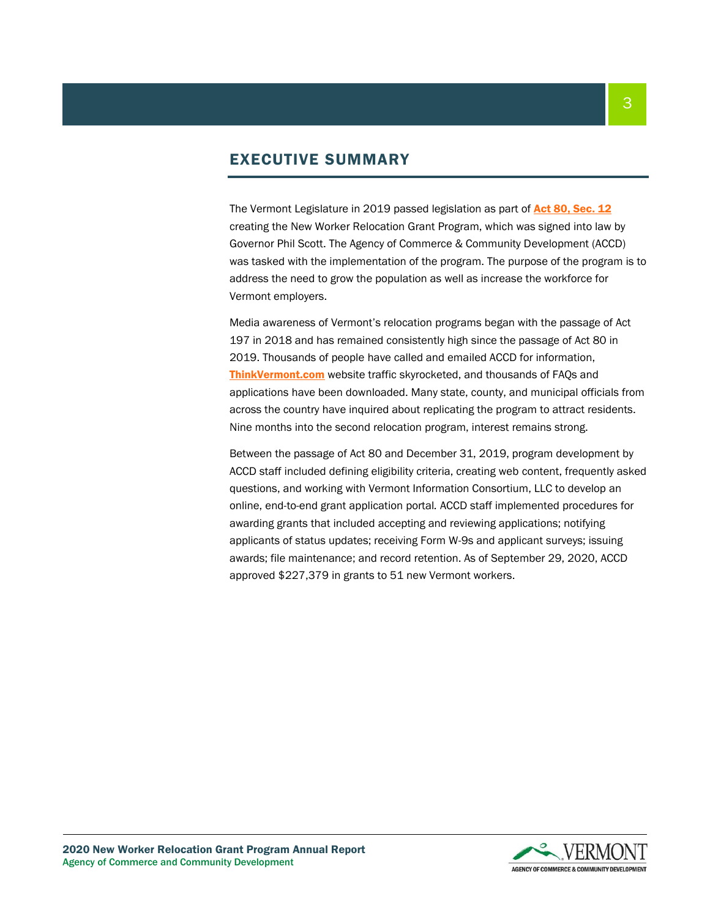## EXECUTIVE SUMMARY

The Vermont Legislature in 2019 passed legislation as part of **Act 80, Sec. 12** creating the New Worker Relocation Grant Program, which was signed into law by Governor Phil Scott. The Agency of Commerce & Community Development (ACCD) was tasked with the implementation of the program. The purpose of the program is to address the need to grow the population as well as increase the workforce for Vermont employers.

Media awareness of Vermont's relocation programs began with the passage of Act 197 in 2018 and has remained consistently high since the passage of Act 80 in 2019. Thousands of people have called and emailed ACCD for information, **ThinkVermont.com** website traffic skyrocketed, and thousands of FAQs and applications have been downloaded. Many state, county, and municipal officials from across the country have inquired about replicating the program to attract residents. Nine months into the second relocation program, interest remains strong.

Between the passage of Act 80 and December 31, 2019, program development by ACCD staff included defining eligibility criteria, creating web content, frequently asked questions, and working with Vermont Information Consortium, LLC to develop an online, end-to-end grant application portal. ACCD staff implemented procedures for awarding grants that included accepting and reviewing applications; notifying applicants of status updates; receiving Form W-9s and applicant surveys; issuing awards; file maintenance; and record retention. As of September 29, 2020, ACCD approved $227,379 in grants to 51 new Vermont workers.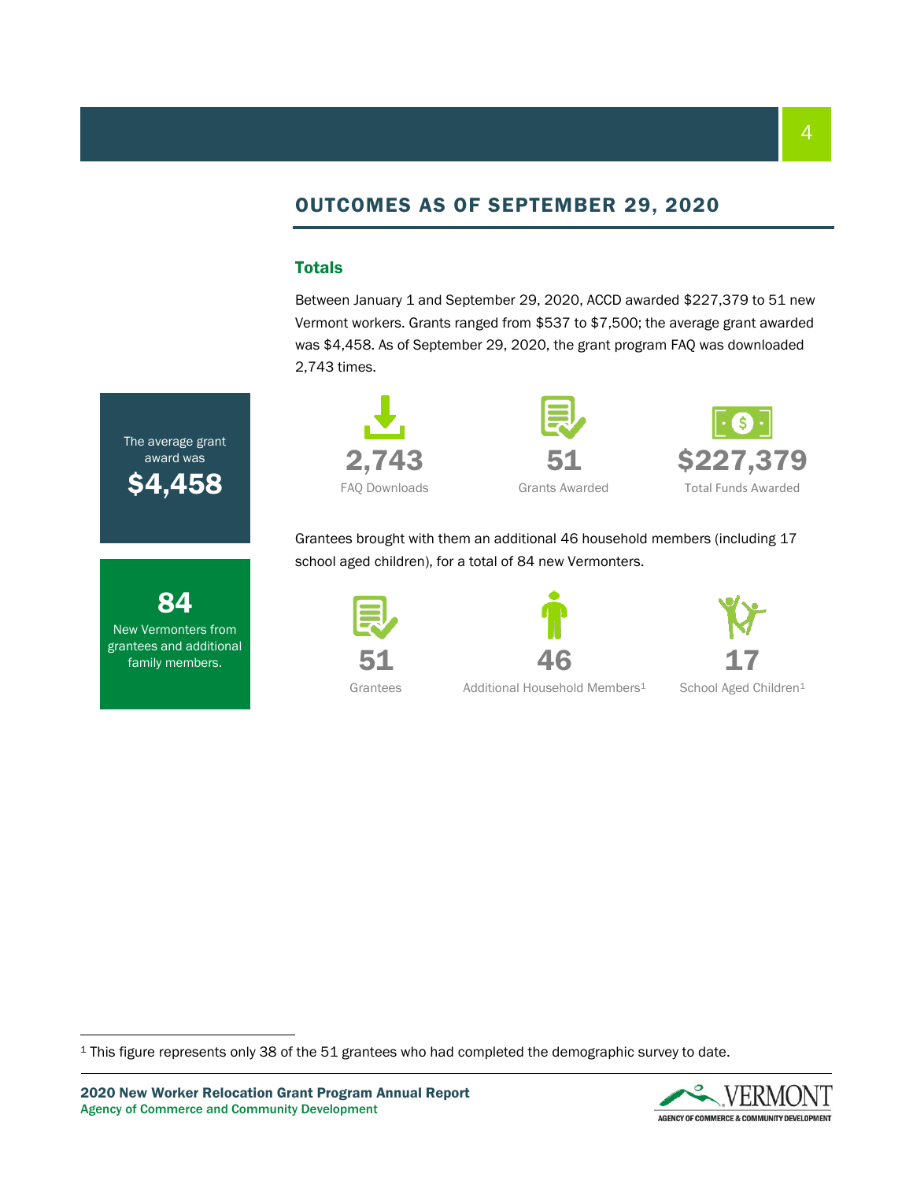## OUTCOMES AS OF SEPTEMBER 29, 2020

### Totals

Between January 1 and September 29, 2020, ACCD awarded $227,379 to 51 new Vermont workers. Grants ranged from $537 to $7,500; the average grant awarded was $4,458. As of September 29, 2020, the grant program FAQ was downloaded 2,743 times.

The average grant award was **$4,458**

**2,743**
FAQ Downloads

**51**
Grants Awarded

**$227,379**
Total Funds Awarded

Grantees brought with them an additional 46 household members (including 17 school aged children), for a total of 84 new Vermonters.

**84**
New Vermonters from grantees and additional family members.

**51**
Grantees

**46**
Additional Household Members[1]

**17**
School Aged Children[1]

[1] This figure represents only 38 of the 51 grantees who had completed the demographic survey to date.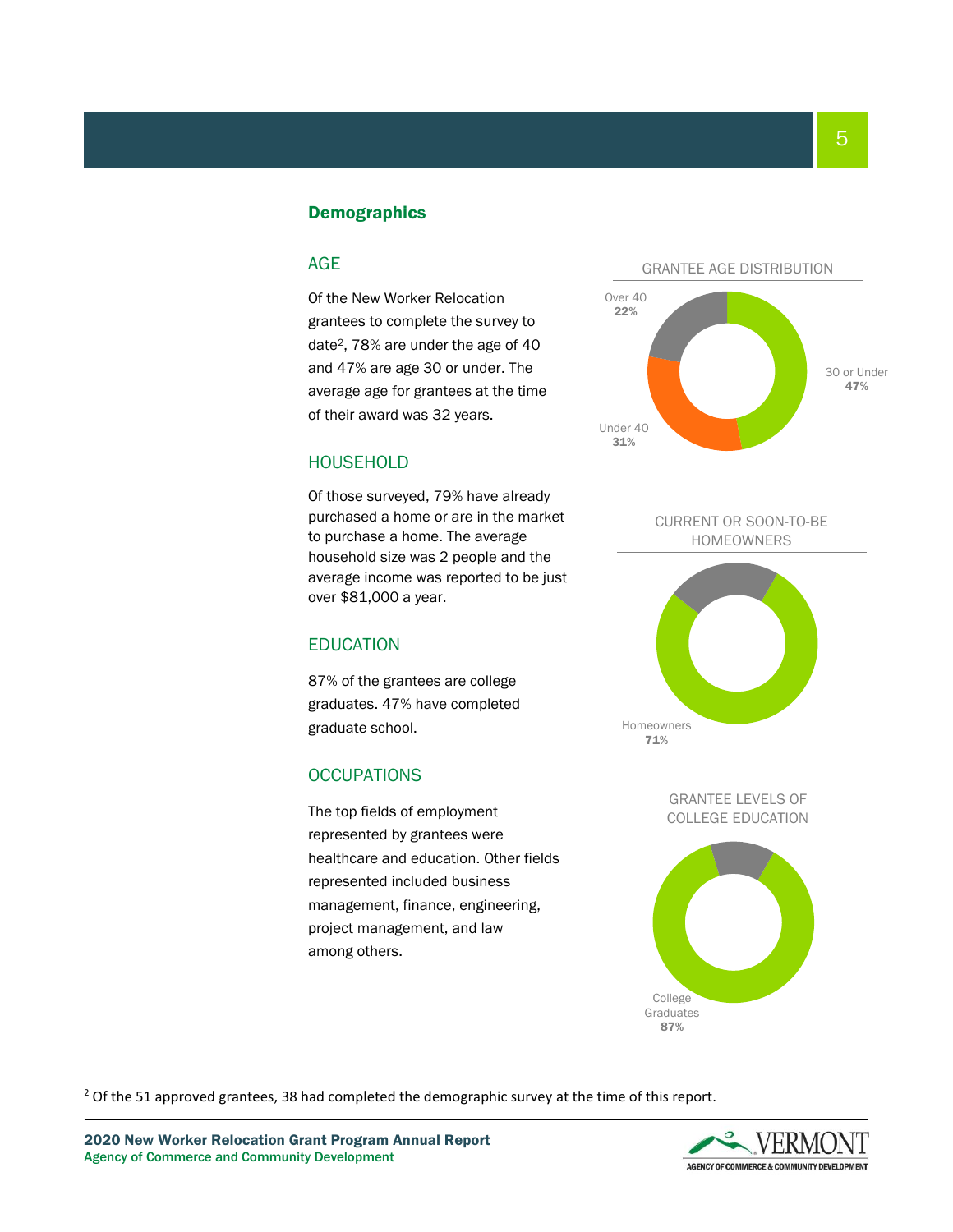## Demographics

### AGE

Of the New Worker Relocation grantees to complete the survey to date[2], 78% are under the age of 40 and 47% are age 30 or under. The average age for grantees at the time of their award was 32 years.

GRANTEE AGE DISTRIBUTION

Over 40 **22%**

30 or Under **47%**

Under 40 **31%**

### HOUSEHOLD

Of those surveyed, 79% have already purchased a home or are in the market to purchase a home. The average household size was 2 people and the average income was reported to be just over $81,000 a year.

CURRENT OR SOON-TO-BE HOMEOWNERS

Homeowners **71%**

### EDUCATION

87% of the grantees are college graduates. 47% have completed graduate school.

GRANTEE LEVELS OF COLLEGE EDUCATION

College Graduates **87%**

### OCCUPATIONS

The top fields of employment represented by grantees were healthcare and education. Other fields represented included business management, finance, engineering, project management, and law among others.

[2] Of the 51 approved grantees, 38 had completed the demographic survey at the time of this report.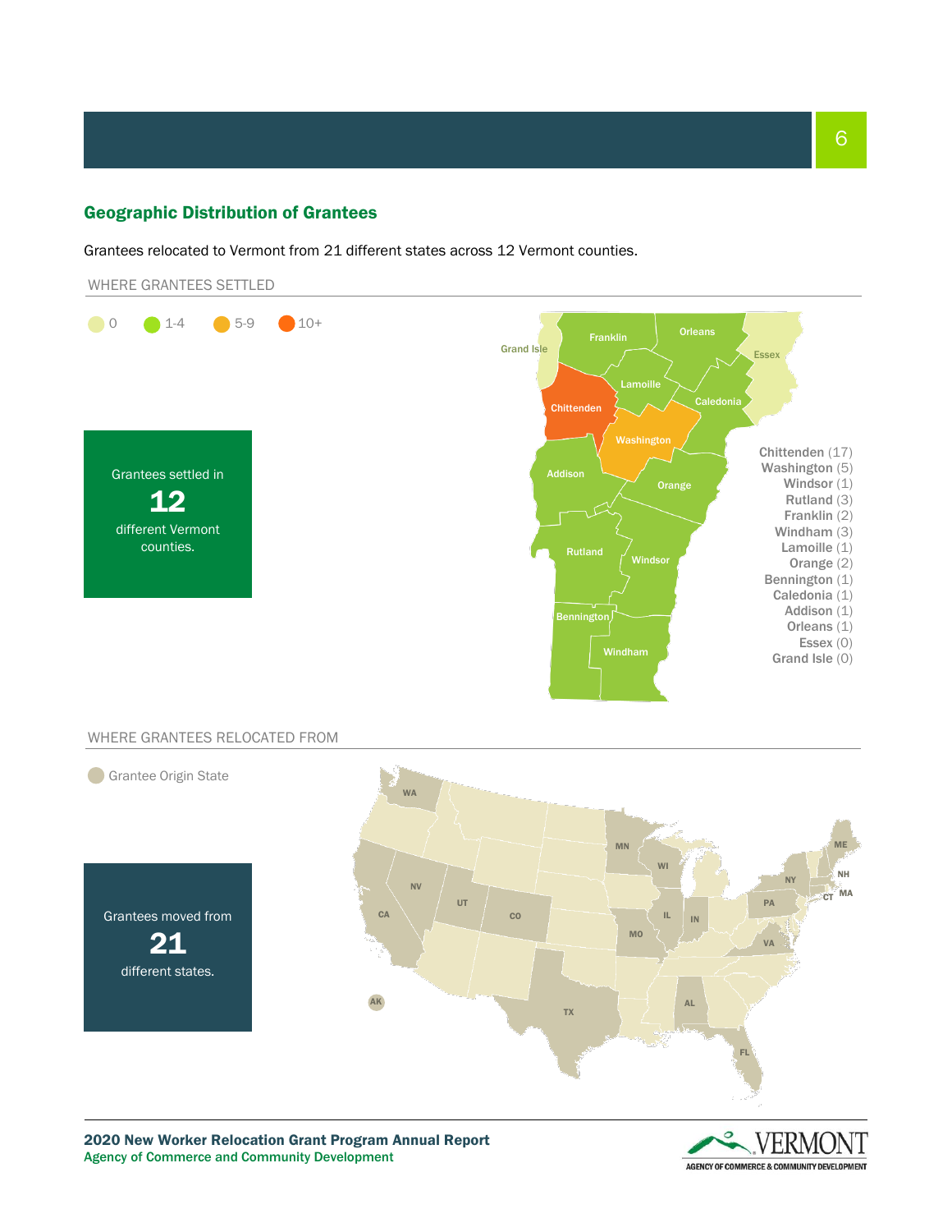## Geographic Distribution of Grantees

Grantees relocated to Vermont from 21 different states across 12 Vermont counties.

WHERE GRANTEES SETTLED

0 | 1-4 | 5-9 | 10+

Grantees settled in **12** different Vermont counties.

Chittenden (17)
Washington (5)
Windsor (1)
Rutland (3)
Franklin (2)
Windham (3)
Lamoille (1)
Orange (2)
Bennington (1)
Caledonia (1)
Addison (1)
Orleans (1)
Essex (0)
Grand Isle (0)

WHERE GRANTEES RELOCATED FROM

Grantee Origin State

Grantees moved from **21** different states.

WA, CA, NV, UT, CO, TX, AK, MN, WI, IL, IN, MO, AL, FL, VA, PA, NY, CT, MA, NH, ME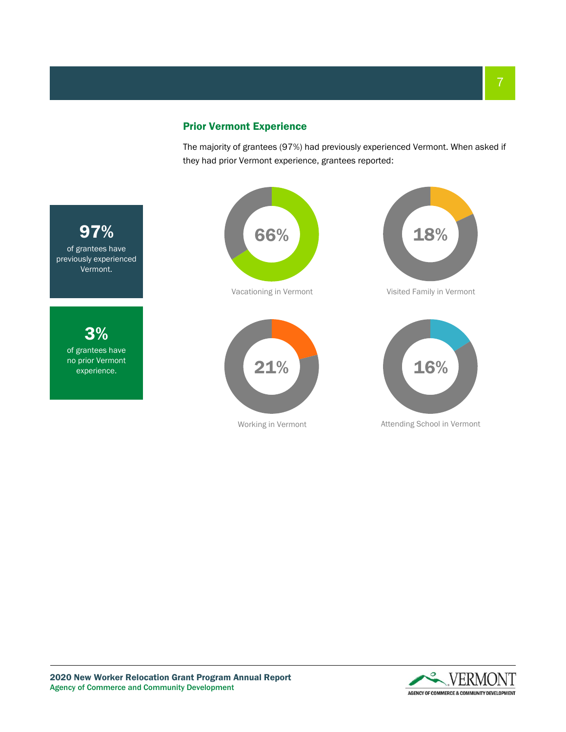## Prior Vermont Experience

The majority of grantees (97%) had previously experienced Vermont. When asked if they had prior Vermont experience, grantees reported:

**97%**
of grantees have previously experienced Vermont.

**3%**
of grantees have no prior Vermont experience.

**66%**
Vacationing in Vermont

**18%**
Visited Family in Vermont

**21%**
Working in Vermont

**16%**
Attending School in Vermont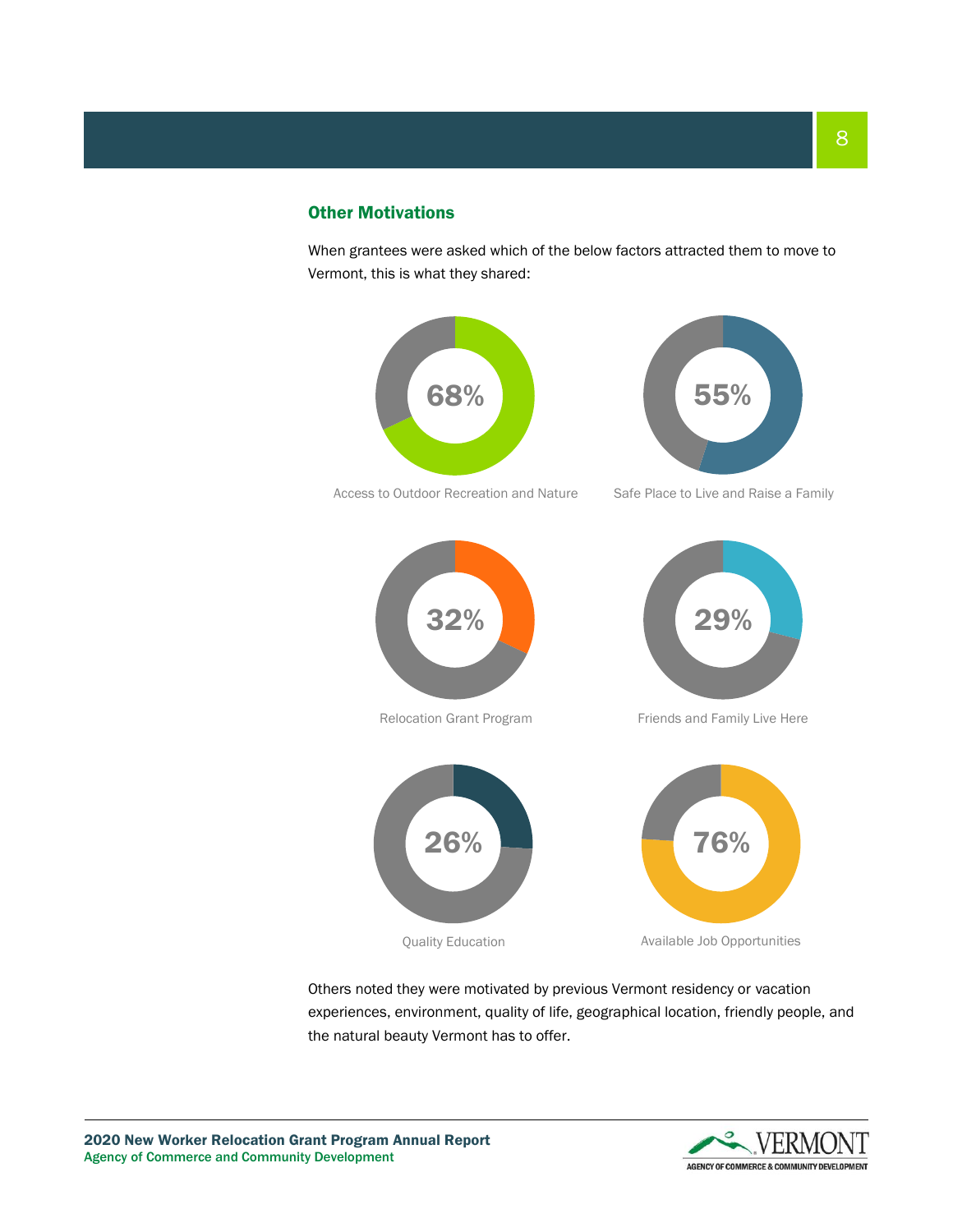### Other Motivations

When grantees were asked which of the below factors attracted them to move to Vermont, this is what they shared:

68%

Access to Outdoor Recreation and Nature

55%

Safe Place to Live and Raise a Family

32%

Relocation Grant Program

29%

Friends and Family Live Here

26%

Quality Education

76%

Available Job Opportunities

Others noted they were motivated by previous Vermont residency or vacation experiences, environment, quality of life, geographical location, friendly people, and the natural beauty Vermont has to offer.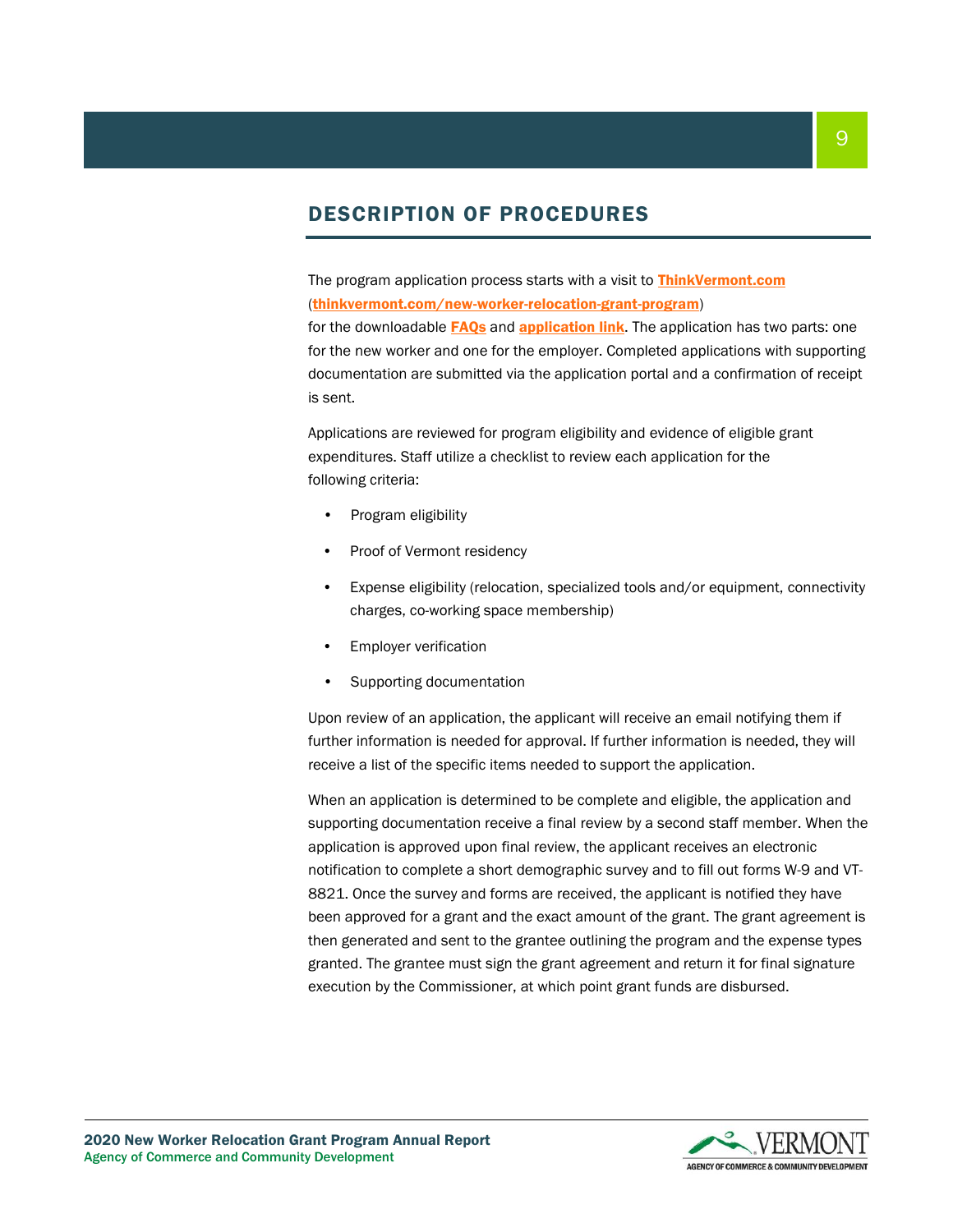## DESCRIPTION OF PROCEDURES

The program application process starts with a visit to **ThinkVermont.com** (**thinkvermont.com/new-worker-relocation-grant-program**) for the downloadable **FAQs** and **application link**. The application has two parts: one for the new worker and one for the employer. Completed applications with supporting documentation are submitted via the application portal and a confirmation of receipt is sent.

Applications are reviewed for program eligibility and evidence of eligible grant expenditures. Staff utilize a checklist to review each application for the following criteria:

- Program eligibility
- Proof of Vermont residency
- Expense eligibility (relocation, specialized tools and/or equipment, connectivity charges, co-working space membership)
- Employer verification
- Supporting documentation

Upon review of an application, the applicant will receive an email notifying them if further information is needed for approval. If further information is needed, they will receive a list of the specific items needed to support the application.

When an application is determined to be complete and eligible, the application and supporting documentation receive a final review by a second staff member. When the application is approved upon final review, the applicant receives an electronic notification to complete a short demographic survey and to fill out forms W-9 and VT-8821. Once the survey and forms are received, the applicant is notified they have been approved for a grant and the exact amount of the grant. The grant agreement is then generated and sent to the grantee outlining the program and the expense types granted. The grantee must sign the grant agreement and return it for final signature execution by the Commissioner, at which point grant funds are disbursed.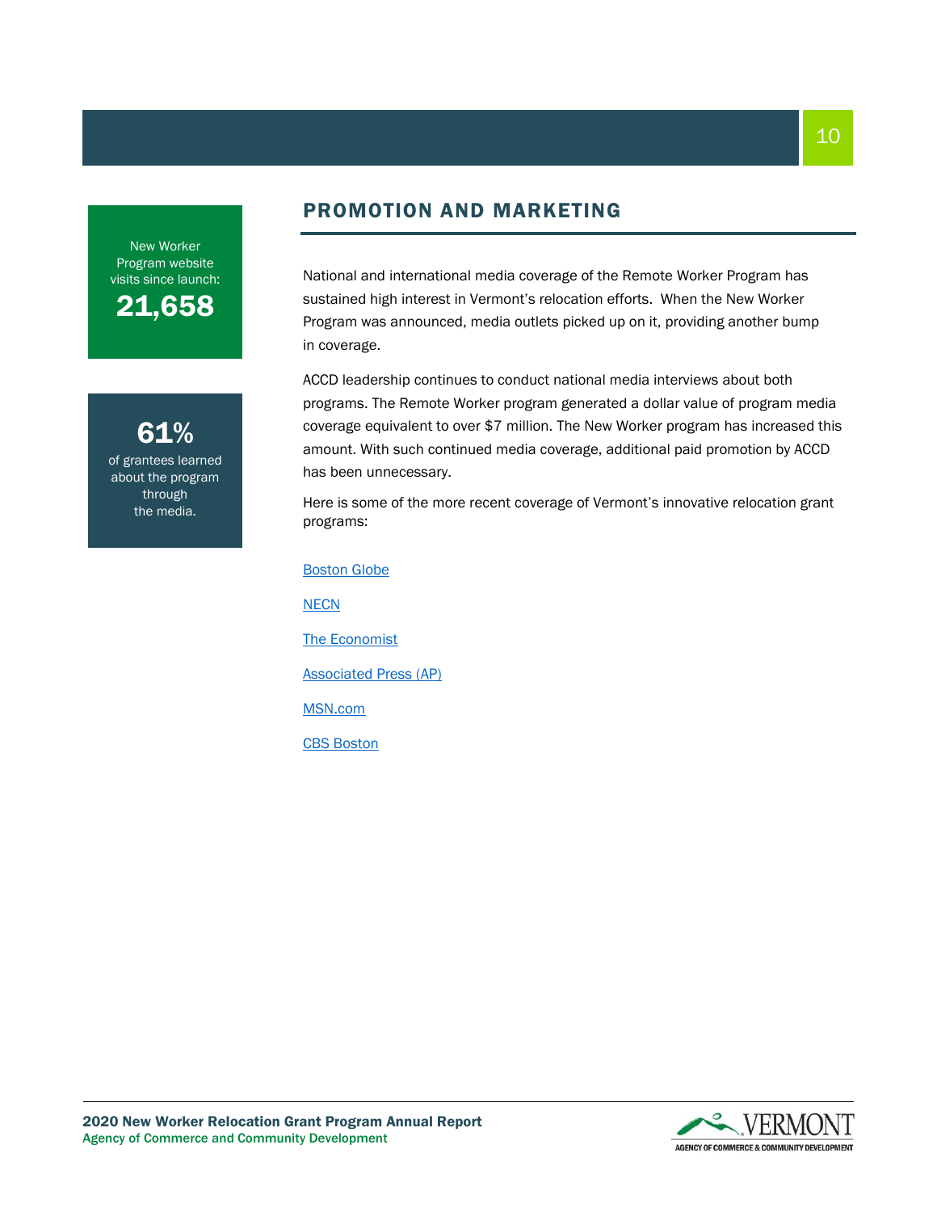New Worker Program website visits since launch:

**21,658**

**61%**

of grantees learned about the program through the media.

## PROMOTION AND MARKETING

National and international media coverage of the Remote Worker Program has sustained high interest in Vermont's relocation efforts. When the New Worker Program was announced, media outlets picked up on it, providing another bump in coverage.

ACCD leadership continues to conduct national media interviews about both programs. The Remote Worker program generated a dollar value of program media coverage equivalent to over $7 million. The New Worker program has increased this amount. With such continued media coverage, additional paid promotion by ACCD has been unnecessary.

Here is some of the more recent coverage of Vermont's innovative relocation grant programs:

Boston Globe

NECN

The Economist

Associated Press (AP)

MSN.com

CBS Boston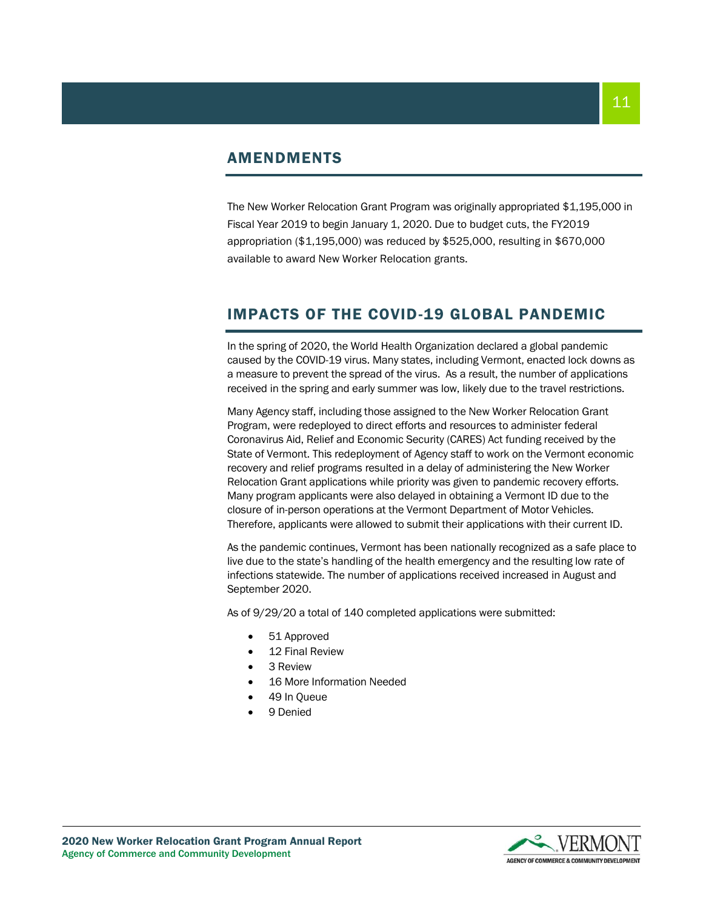## AMENDMENTS

The New Worker Relocation Grant Program was originally appropriated $1,195,000 in Fiscal Year 2019 to begin January 1, 2020. Due to budget cuts, the FY2019 appropriation ($1,195,000) was reduced by $525,000, resulting in $670,000 available to award New Worker Relocation grants.

## IMPACTS OF THE COVID-19 GLOBAL PANDEMIC

In the spring of 2020, the World Health Organization declared a global pandemic caused by the COVID-19 virus. Many states, including Vermont, enacted lock downs as a measure to prevent the spread of the virus. As a result, the number of applications received in the spring and early summer was low, likely due to the travel restrictions.

Many Agency staff, including those assigned to the New Worker Relocation Grant Program, were redeployed to direct efforts and resources to administer federal Coronavirus Aid, Relief and Economic Security (CARES) Act funding received by the State of Vermont. This redeployment of Agency staff to work on the Vermont economic recovery and relief programs resulted in a delay of administering the New Worker Relocation Grant applications while priority was given to pandemic recovery efforts. Many program applicants were also delayed in obtaining a Vermont ID due to the closure of in-person operations at the Vermont Department of Motor Vehicles. Therefore, applicants were allowed to submit their applications with their current ID.

As the pandemic continues, Vermont has been nationally recognized as a safe place to live due to the state's handling of the health emergency and the resulting low rate of infections statewide. The number of applications received increased in August and September 2020.

As of 9/29/20 a total of 140 completed applications were submitted:

- 51 Approved
- 12 Final Review
- 3 Review
- 16 More Information Needed
- 49 In Queue
- 9 Denied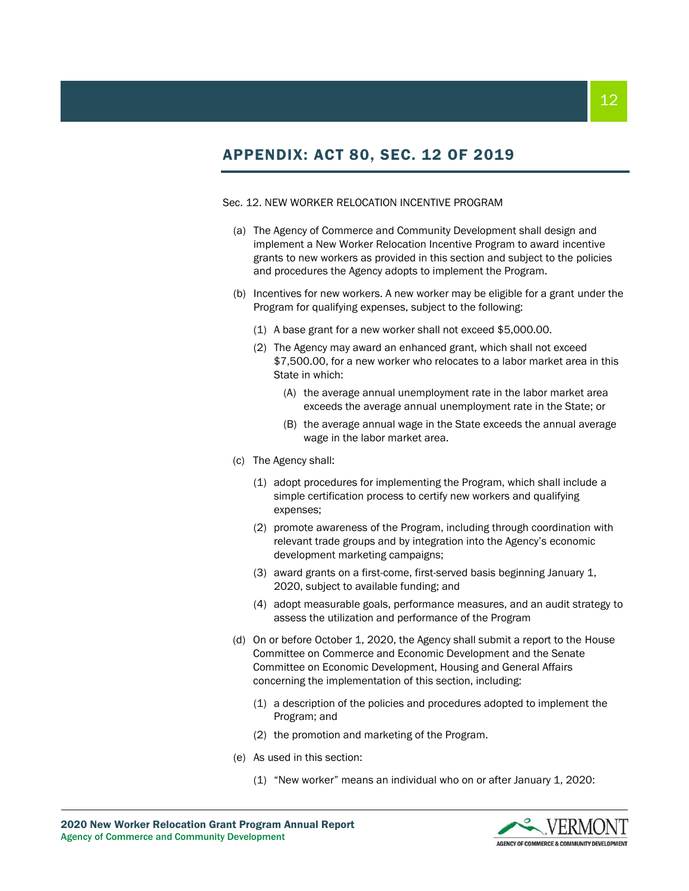## APPENDIX: ACT 80, SEC. 12 OF 2019

Sec. 12. NEW WORKER RELOCATION INCENTIVE PROGRAM

(a) The Agency of Commerce and Community Development shall design and implement a New Worker Relocation Incentive Program to award incentive grants to new workers as provided in this section and subject to the policies and procedures the Agency adopts to implement the Program.

(b) Incentives for new workers. A new worker may be eligible for a grant under the Program for qualifying expenses, subject to the following:

  (1) A base grant for a new worker shall not exceed $5,000.00.

  (2) The Agency may award an enhanced grant, which shall not exceed $7,500.00, for a new worker who relocates to a labor market area in this State in which:

    (A) the average annual unemployment rate in the labor market area exceeds the average annual unemployment rate in the State; or

    (B) the average annual wage in the State exceeds the annual average wage in the labor market area.

(c) The Agency shall:

  (1) adopt procedures for implementing the Program, which shall include a simple certification process to certify new workers and qualifying expenses;

  (2) promote awareness of the Program, including through coordination with relevant trade groups and by integration into the Agency's economic development marketing campaigns;

  (3) award grants on a first-come, first-served basis beginning January 1, 2020, subject to available funding; and

  (4) adopt measurable goals, performance measures, and an audit strategy to assess the utilization and performance of the Program

(d) On or before October 1, 2020, the Agency shall submit a report to the House Committee on Commerce and Economic Development and the Senate Committee on Economic Development, Housing and General Affairs concerning the implementation of this section, including:

  (1) a description of the policies and procedures adopted to implement the Program; and

  (2) the promotion and marketing of the Program.

(e) As used in this section:

  (1) "New worker" means an individual who on or after January 1, 2020: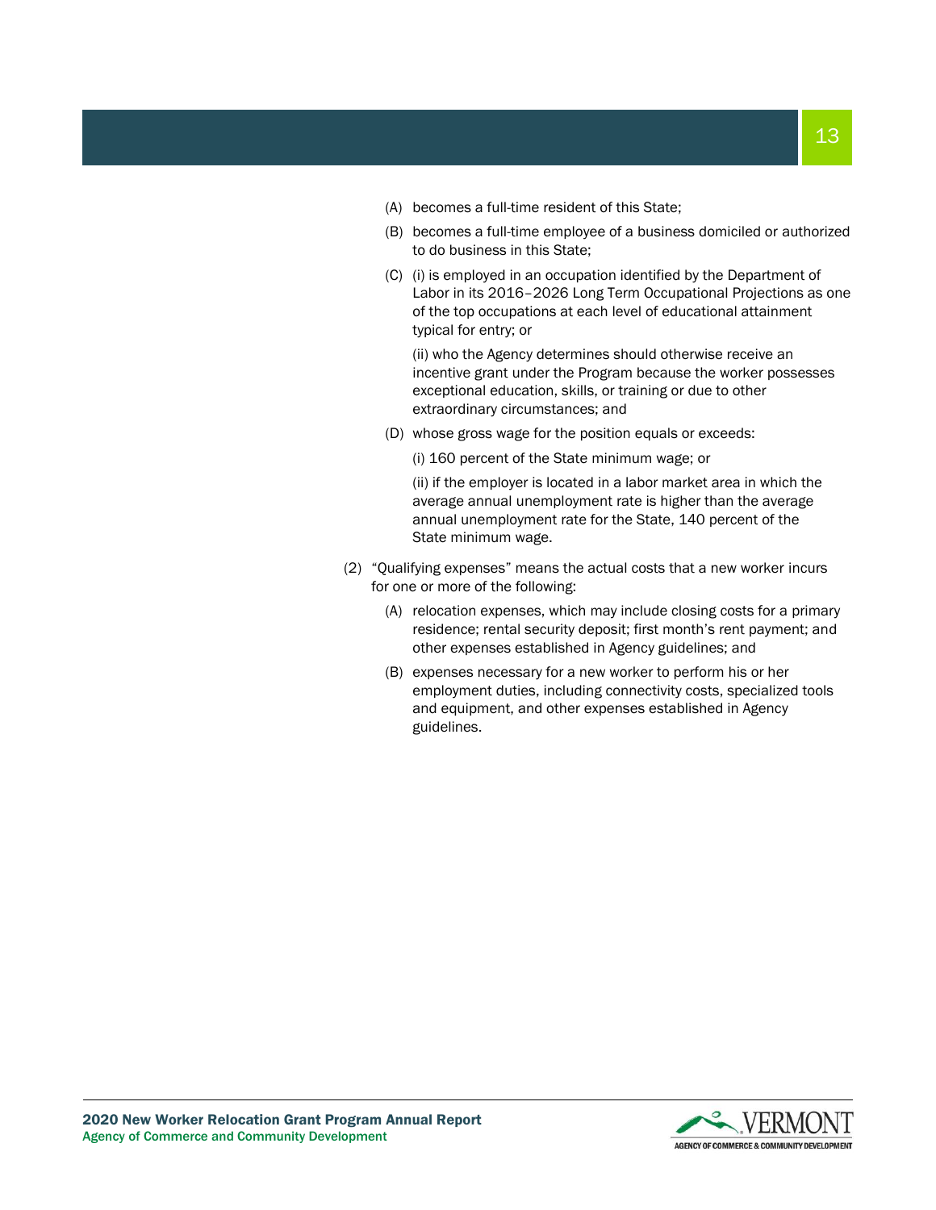(A) becomes a full-time resident of this State;

(B) becomes a full-time employee of a business domiciled or authorized to do business in this State;

(C) (i) is employed in an occupation identified by the Department of Labor in its 2016–2026 Long Term Occupational Projections as one of the top occupations at each level of educational attainment typical for entry; or

(ii) who the Agency determines should otherwise receive an incentive grant under the Program because the worker possesses exceptional education, skills, or training or due to other extraordinary circumstances; and

(D) whose gross wage for the position equals or exceeds:

(i) 160 percent of the State minimum wage; or

(ii) if the employer is located in a labor market area in which the average annual unemployment rate is higher than the average annual unemployment rate for the State, 140 percent of the State minimum wage.

(2) "Qualifying expenses" means the actual costs that a new worker incurs for one or more of the following:

(A) relocation expenses, which may include closing costs for a primary residence; rental security deposit; first month's rent payment; and other expenses established in Agency guidelines; and

(B) expenses necessary for a new worker to perform his or her employment duties, including connectivity costs, specialized tools and equipment, and other expenses established in Agency guidelines.